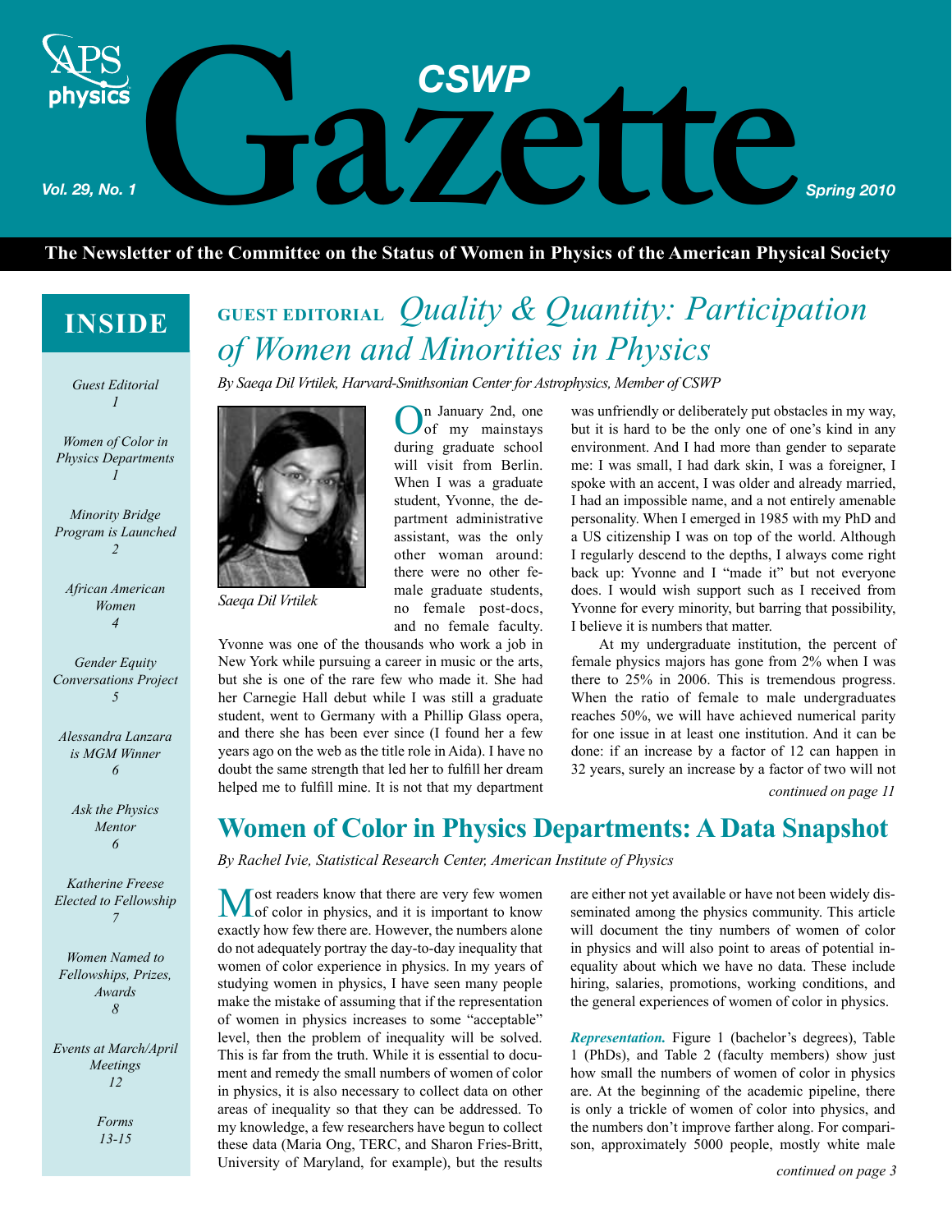# CSWP Gazette

*Vol. 29, No. 1* — *Spring 2010*

**The Newsletter of the Committee on the Status of Women in Physics of the American Physical Society**

## INSIDE

*Guest Editorial* 1

*Women of Color in Physics Departments* 1

*Minority Bridge Program is Launched* 2

*African American Women* 4

*Gender Equity Conversations Project* 5

*Alessandra Lanzara is MGM Winner* 6

*Ask the Physics Mentor* 6

*Katherine Freese Elected to Fellowship* 7

*Women Named to Fellowships, Prizes, Awards* 8

*Events at March/April Meetings* 12

*Forms* 13-15

## GUEST EDITORIAL *Quality & Quantity: Participation of Women and Minorities in Physics*

*By Saeqa Dil Vrtilek, Harvard-Smithsonian Center for Astrophysics, Member of CSWP*

*Saeqa Dil Vrtilek*

On January 2nd, one of my mainstays during graduate school will visit from Berlin. When I was a graduate student, Yvonne, the department administrative assistant, was the only other woman around: there were no other female graduate students, no female post-docs, and no female faculty. Yvonne was one of the thousands who work a job in New York while pursuing a career in music or the arts, but she is one of the rare few who made it. She had her Carnegie Hall debut while I was still a graduate student, went to Germany with a Phillip Glass opera, and there she has been ever since (I found her a few years ago on the web as the title role in Aida). I have no doubt the same strength that led her to fulfill her dream helped me to fulfill mine. It is not that my department was unfriendly or deliberately put obstacles in my way, but it is hard to be the only one of one's kind in any environment. And I had more than gender to separate me: I was small, I had dark skin, I was a foreigner, I spoke with an accent, I was older and already married, I had an impossible name, and a not entirely amenable personality. When I emerged in 1985 with my PhD and a US citizenship I was on top of the world. Although I regularly descend to the depths, I always come right back up: Yvonne and I "made it" but not everyone does. I would wish support such as I received from Yvonne for every minority, but barring that possibility, I believe it is numbers that matter.

At my undergraduate institution, the percent of female physics majors has gone from 2% when I was there to 25% in 2006. This is tremendous progress. When the ratio of female to male undergraduates reaches 50%, we will have achieved numerical parity for one issue in at least one institution. And it can be done: if an increase by a factor of 12 can happen in 32 years, surely an increase by a factor of two will not

*continued on page 11*

## Women of Color in Physics Departments: A Data Snapshot

*By Rachel Ivie, Statistical Research Center, American Institute of Physics*

Most readers know that there are very few women of color in physics, and it is important to know exactly how few there are. However, the numbers alone do not adequately portray the day-to-day inequality that women of color experience in physics. In my years of studying women in physics, I have seen many people make the mistake of assuming that if the representation of women in physics increases to some "acceptable" level, then the problem of inequality will be solved. This is far from the truth. While it is essential to document and remedy the small numbers of women of color in physics, it is also necessary to collect data on other areas of inequality so that they can be addressed. To my knowledge, a few researchers have begun to collect these data (Maria Ong, TERC, and Sharon Fries-Britt, University of Maryland, for example), but the results are either not yet available or have not been widely disseminated among the physics community. This article will document the tiny numbers of women of color in physics and will also point to areas of potential inequality about which we have no data. These include hiring, salaries, promotions, working conditions, and the general experiences of women of color in physics.

***Representation.*** Figure 1 (bachelor's degrees), Table 1 (PhDs), and Table 2 (faculty members) show just how small the numbers of women of color in physics are. At the beginning of the academic pipeline, there is only a trickle of women of color into physics, and the numbers don't improve farther along. For comparison, approximately 5000 people, mostly white male

*continued on page 3*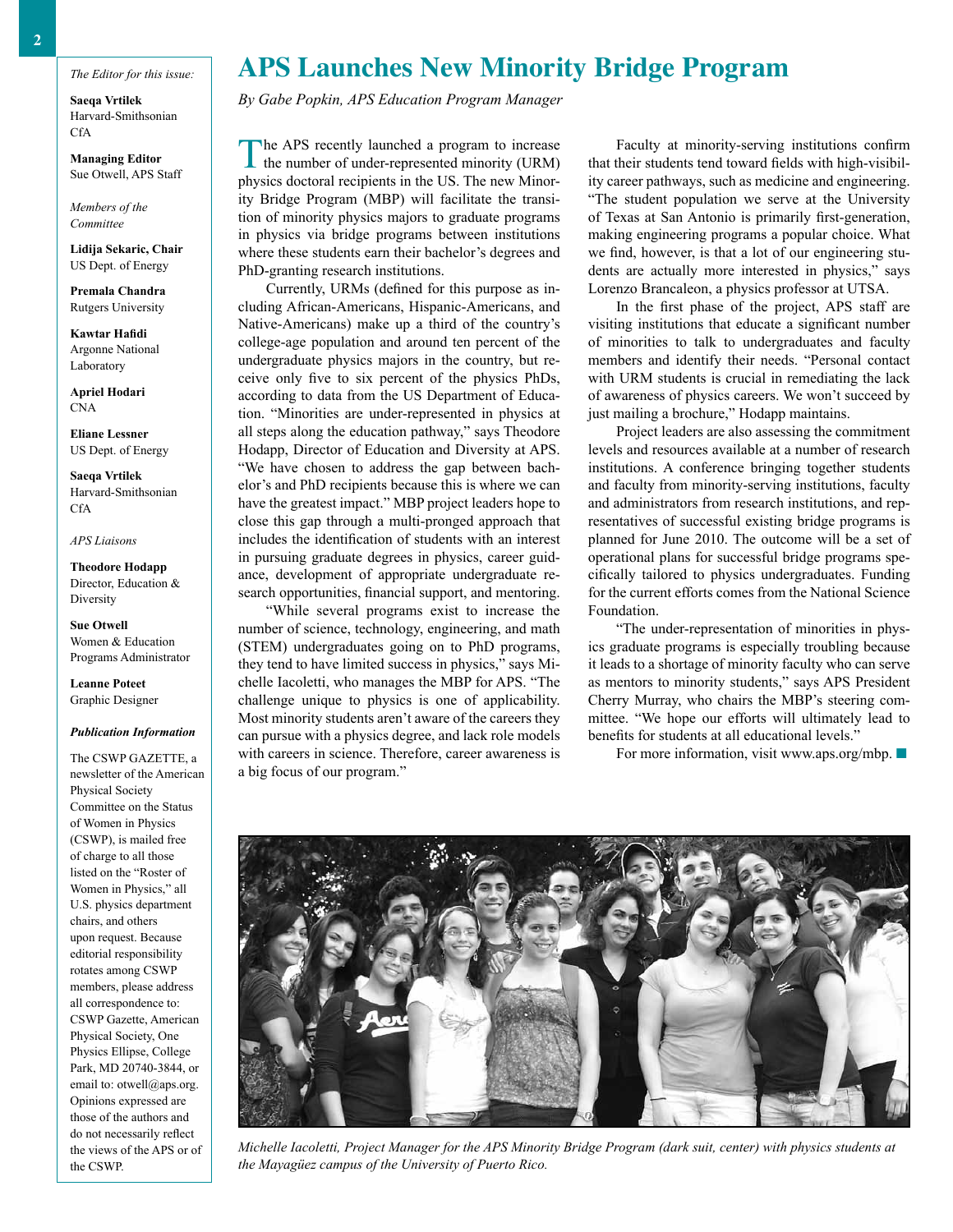*The Editor for this issue:*

**Saeqa Vrtilek**
Harvard-Smithsonian CfA

**Managing Editor**
Sue Otwell, APS Staff

*Members of the Committee*

**Lidija Sekaric, Chair**
US Dept. of Energy

**Premala Chandra**
Rutgers University

**Kawtar Hafidi**
Argonne National Laboratory

**Apriel Hodari**
CNA

**Eliane Lessner**
US Dept. of Energy

**Saeqa Vrtilek**
Harvard-Smithsonian CfA

*APS Liaisons*

**Theodore Hodapp**
Director, Education & Diversity

**Sue Otwell**
Women & Education Programs Administrator

**Leanne Poteet**
Graphic Designer

***Publication Information***

The CSWP GAZETTE, a newsletter of the American Physical Society Committee on the Status of Women in Physics (CSWP), is mailed free of charge to all those listed on the "Roster of Women in Physics," all U.S. physics department chairs, and others upon request. Because editorial responsibility rotates among CSWP members, please address all correspondence to: CSWP Gazette, American Physical Society, One Physics Ellipse, College Park, MD 20740-3844, or email to: otwell@aps.org. Opinions expressed are those of the authors and do not necessarily reflect the views of the APS or of the CSWP.

# APS Launches New Minority Bridge Program

*By Gabe Popkin, APS Education Program Manager*

The APS recently launched a program to increase the number of under-represented minority (URM) physics doctoral recipients in the US. The new Minority Bridge Program (MBP) will facilitate the transition of minority physics majors to graduate programs in physics via bridge programs between institutions where these students earn their bachelor's degrees and PhD-granting research institutions.

Currently, URMs (defined for this purpose as including African-Americans, Hispanic-Americans, and Native-Americans) make up a third of the country's college-age population and around ten percent of the undergraduate physics majors in the country, but receive only five to six percent of the physics PhDs, according to data from the US Department of Education. "Minorities are under-represented in physics at all steps along the education pathway," says Theodore Hodapp, Director of Education and Diversity at APS. "We have chosen to address the gap between bachelor's and PhD recipients because this is where we can have the greatest impact." MBP project leaders hope to close this gap through a multi-pronged approach that includes the identification of students with an interest in pursuing graduate degrees in physics, career guidance, development of appropriate undergraduate research opportunities, financial support, and mentoring.

"While several programs exist to increase the number of science, technology, engineering, and math (STEM) undergraduates going on to PhD programs, they tend to have limited success in physics," says Michelle Iacoletti, who manages the MBP for APS. "The challenge unique to physics is one of applicability. Most minority students aren't aware of the careers they can pursue with a physics degree, and lack role models with careers in science. Therefore, career awareness is a big focus of our program."

Faculty at minority-serving institutions confirm that their students tend toward fields with high-visibility career pathways, such as medicine and engineering. "The student population we serve at the University of Texas at San Antonio is primarily first-generation, making engineering programs a popular choice. What we find, however, is that a lot of our engineering students are actually more interested in physics," says Lorenzo Brancaleon, a physics professor at UTSA.

In the first phase of the project, APS staff are visiting institutions that educate a significant number of minorities to talk to undergraduates and faculty members and identify their needs. "Personal contact with URM students is crucial in remediating the lack of awareness of physics careers. We won't succeed by just mailing a brochure," Hodapp maintains.

Project leaders are also assessing the commitment levels and resources available at a number of research institutions. A conference bringing together students and faculty from minority-serving institutions, faculty and administrators from research institutions, and representatives of successful existing bridge programs is planned for June 2010. The outcome will be a set of operational plans for successful bridge programs specifically tailored to physics undergraduates. Funding for the current efforts comes from the National Science Foundation.

"The under-representation of minorities in physics graduate programs is especially troubling because it leads to a shortage of minority faculty who can serve as mentors to minority students," says APS President Cherry Murray, who chairs the MBP's steering committee. "We hope our efforts will ultimately lead to benefits for students at all educational levels."

For more information, visit www.aps.org/mbp. ■

*Michelle Iacoletti, Project Manager for the APS Minority Bridge Program (dark suit, center) with physics students at the Mayagüez campus of the University of Puerto Rico.*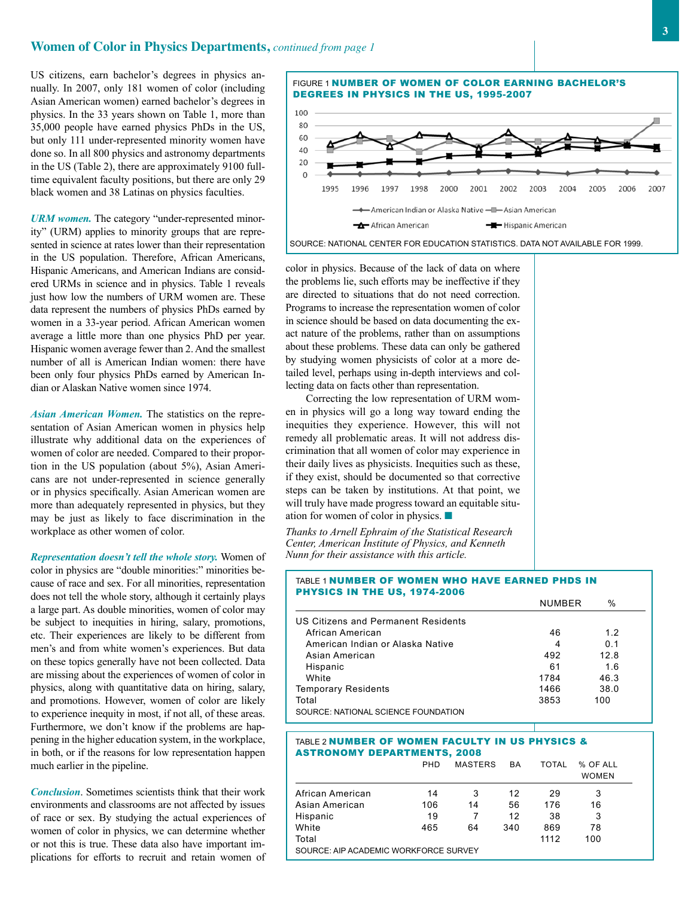## Women of Color in Physics Departments, *continued from page 1*

US citizens, earn bachelor's degrees in physics annually. In 2007, only 181 women of color (including Asian American women) earned bachelor's degrees in physics. In the 33 years shown on Table 1, more than 35,000 people have earned physics PhDs in the US, but only 111 under-represented minority women have done so. In all 800 physics and astronomy departments in the US (Table 2), there are approximately 9100 full-time equivalent faculty positions, but there are only 29 black women and 38 Latinas on physics faculties.

***URM women.*** The category "under-represented minority" (URM) applies to minority groups that are represented in science at rates lower than their representation in the US population. Therefore, African Americans, Hispanic Americans, and American Indians are considered URMs in science and in physics. Table 1 reveals just how low the numbers of URM women are. These data represent the numbers of physics PhDs earned by women in a 33-year period. African American women average a little more than one physics PhD per year. Hispanic women average fewer than 2. And the smallest number of all is American Indian women: there have been only four physics PhDs earned by American Indian or Alaskan Native women since 1974.

***Asian American Women.*** The statistics on the representation of Asian American women in physics help illustrate why additional data on the experiences of women of color are needed. Compared to their proportion in the US population (about 5%), Asian Americans are not under-represented in science generally or in physics specifically. Asian American women are more than adequately represented in physics, but they may be just as likely to face discrimination in the workplace as other women of color.

***Representation doesn't tell the whole story.*** Women of color in physics are "double minorities:" minorities because of race and sex. For all minorities, representation does not tell the whole story, although it certainly plays a large part. As double minorities, women of color may be subject to inequities in hiring, salary, promotions, etc. Their experiences are likely to be different from men's and from white women's experiences. But data on these topics generally have not been collected. Data are missing about the experiences of women of color in physics, along with quantitative data on hiring, salary, and promotions. However, women of color are likely to experience inequity in most, if not all, of these areas. Furthermore, we don't know if the problems are happening in the higher education system, in the workplace, in both, or if the reasons for low representation happen much earlier in the pipeline.

***Conclusion.*** Sometimes scientists think that their work environments and classrooms are not affected by issues of race or sex. By studying the actual experiences of women of color in physics, we can determine whether or not this is true. These data also have important implications for efforts to recruit and retain women of color in physics. Because of the lack of data on where the problems lie, such efforts may be ineffective if they are directed to situations that do not need correction. Programs to increase the representation women of color in science should be based on data documenting the exact nature of the problems, rather than on assumptions about these problems. These data can only be gathered by studying women physicists of color at a more detailed level, perhaps using in-depth interviews and collecting data on facts other than representation.

Correcting the low representation of URM women in physics will go a long way toward ending the inequities they experience. However, this will not remedy all problematic areas. It will not address discrimination that all women of color may experience in their daily lives as physicists. Inequities such as these, if they exist, should be documented so that corrective steps can be taken by institutions. At that point, we will truly have made progress toward an equitable situation for women of color in physics. ■

*Thanks to Arnell Ephraim of the Statistical Research Center, American Institute of Physics, and Kenneth Nunn for their assistance with this article.*

FIGURE 1 **NUMBER OF WOMEN OF COLOR EARNING BACHELOR'S DEGREES IN PHYSICS IN THE US, 1995-2007**

Legend: American Indian or Alaska Native; Asian American; African American; Hispanic American

SOURCE: NATIONAL CENTER FOR EDUCATION STATISTICS. DATA NOT AVAILABLE FOR 1999.

TABLE 1 **NUMBER OF WOMEN WHO HAVE EARNED PHDS IN PHYSICS IN THE US, 1974-2006**

| | NUMBER | % |
|---|---|---|
| US Citizens and Permanent Residents | | |
| African American | 46 | 1.2 |
| American Indian or Alaska Native | 4 | 0.1 |
| Asian American | 492 | 12.8 |
| Hispanic | 61 | 1.6 |
| White | 1784 | 46.3 |
| Temporary Residents | 1466 | 38.0 |
| Total | 3853 | 100 |

SOURCE: NATIONAL SCIENCE FOUNDATION

TABLE 2 **NUMBER OF WOMEN FACULTY IN US PHYSICS & ASTRONOMY DEPARTMENTS, 2008**

| | PHD | MASTERS | BA | TOTAL | % OF ALL WOMEN |
|---|---|---|---|---|---|
| African American | 14 | 3 | 12 | 29 | 3 |
| Asian American | 106 | 14 | 56 | 176 | 16 |
| Hispanic | 19 | 7 | 12 | 38 | 3 |
| White | 465 | 64 | 340 | 869 | 78 |
| Total | | | | 1112 | 100 |

SOURCE: AIP ACADEMIC WORKFORCE SURVEY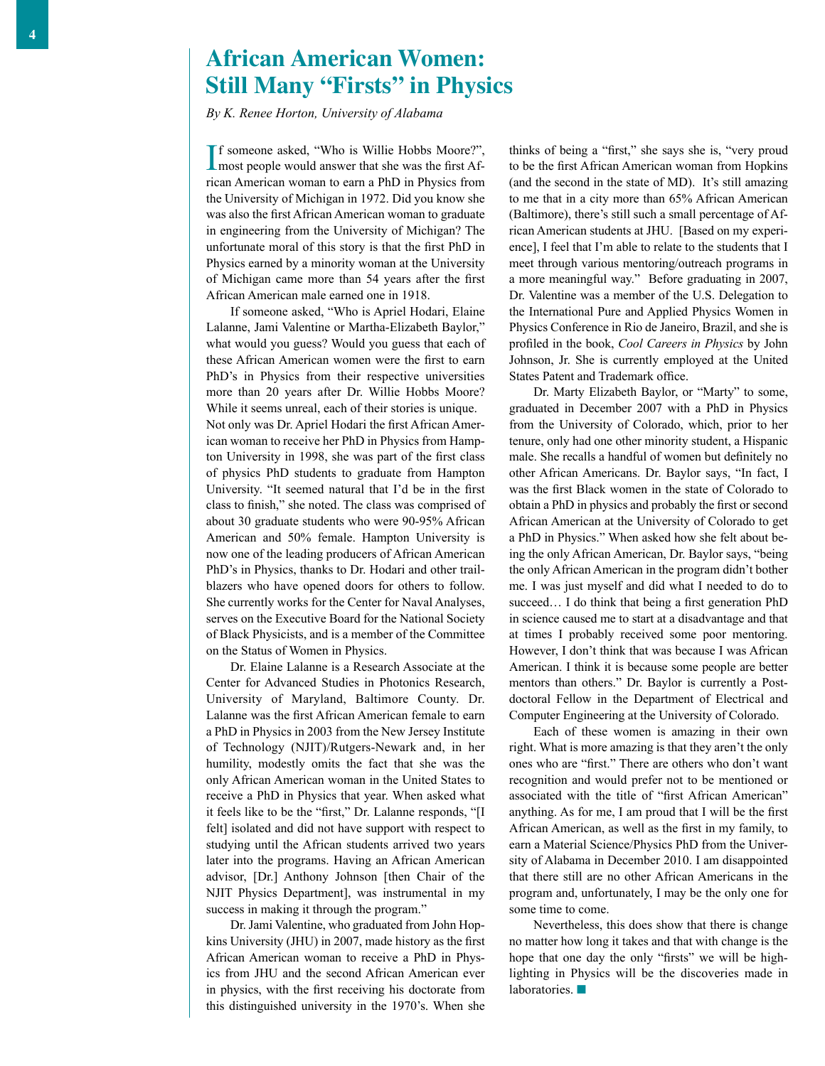# African American Women: Still Many "Firsts" in Physics

*By K. Renee Horton, University of Alabama*

If someone asked, "Who is Willie Hobbs Moore?", most people would answer that she was the first African American woman to earn a PhD in Physics from the University of Michigan in 1972. Did you know she was also the first African American woman to graduate in engineering from the University of Michigan? The unfortunate moral of this story is that the first PhD in Physics earned by a minority woman at the University of Michigan came more than 54 years after the first African American male earned one in 1918.

If someone asked, "Who is Apriel Hodari, Elaine Lalanne, Jami Valentine or Martha-Elizabeth Baylor," what would you guess? Would you guess that each of these African American women were the first to earn PhD's in Physics from their respective universities more than 20 years after Dr. Willie Hobbs Moore? While it seems unreal, each of their stories is unique. Not only was Dr. Apriel Hodari the first African American woman to receive her PhD in Physics from Hampton University in 1998, she was part of the first class of physics PhD students to graduate from Hampton University. "It seemed natural that I'd be in the first class to finish," she noted. The class was comprised of about 30 graduate students who were 90-95% African American and 50% female. Hampton University is now one of the leading producers of African American PhD's in Physics, thanks to Dr. Hodari and other trailblazers who have opened doors for others to follow. She currently works for the Center for Naval Analyses, serves on the Executive Board for the National Society of Black Physicists, and is a member of the Committee on the Status of Women in Physics.

Dr. Elaine Lalanne is a Research Associate at the Center for Advanced Studies in Photonics Research, University of Maryland, Baltimore County. Dr. Lalanne was the first African American female to earn a PhD in Physics in 2003 from the New Jersey Institute of Technology (NJIT)/Rutgers-Newark and, in her humility, modestly omits the fact that she was the only African American woman in the United States to receive a PhD in Physics that year. When asked what it feels like to be the "first," Dr. Lalanne responds, "[I felt] isolated and did not have support with respect to studying until the African students arrived two years later into the programs. Having an African American advisor, [Dr.] Anthony Johnson [then Chair of the NJIT Physics Department], was instrumental in my success in making it through the program."

Dr. Jami Valentine, who graduated from John Hopkins University (JHU) in 2007, made history as the first African American woman to receive a PhD in Physics from JHU and the second African American ever in physics, with the first receiving his doctorate from this distinguished university in the 1970's. When she thinks of being a "first," she says she is, "very proud to be the first African American woman from Hopkins (and the second in the state of MD). It's still amazing to me that in a city more than 65% African American (Baltimore), there's still such a small percentage of African American students at JHU. [Based on my experience], I feel that I'm able to relate to the students that I meet through various mentoring/outreach programs in a more meaningful way." Before graduating in 2007, Dr. Valentine was a member of the U.S. Delegation to the International Pure and Applied Physics Women in Physics Conference in Rio de Janeiro, Brazil, and she is profiled in the book, *Cool Careers in Physics* by John Johnson, Jr. She is currently employed at the United States Patent and Trademark office.

Dr. Marty Elizabeth Baylor, or "Marty" to some, graduated in December 2007 with a PhD in Physics from the University of Colorado, which, prior to her tenure, only had one other minority student, a Hispanic male. She recalls a handful of women but definitely no other African Americans. Dr. Baylor says, "In fact, I was the first Black women in the state of Colorado to obtain a PhD in physics and probably the first or second African American at the University of Colorado to get a PhD in Physics." When asked how she felt about being the only African American, Dr. Baylor says, "being the only African American in the program didn't bother me. I was just myself and did what I needed to do to succeed… I do think that being a first generation PhD in science caused me to start at a disadvantage and that at times I probably received some poor mentoring. However, I don't think that was because I was African American. I think it is because some people are better mentors than others." Dr. Baylor is currently a Postdoctoral Fellow in the Department of Electrical and Computer Engineering at the University of Colorado.

Each of these women is amazing in their own right. What is more amazing is that they aren't the only ones who are "first." There are others who don't want recognition and would prefer not to be mentioned or associated with the title of "first African American" anything. As for me, I am proud that I will be the first African American, as well as the first in my family, to earn a Material Science/Physics PhD from the University of Alabama in December 2010. I am disappointed that there still are no other African Americans in the program and, unfortunately, I may be the only one for some time to come.

Nevertheless, this does show that there is change no matter how long it takes and that with change is the hope that one day the only "firsts" we will be highlighting in Physics will be the discoveries made in laboratories. ■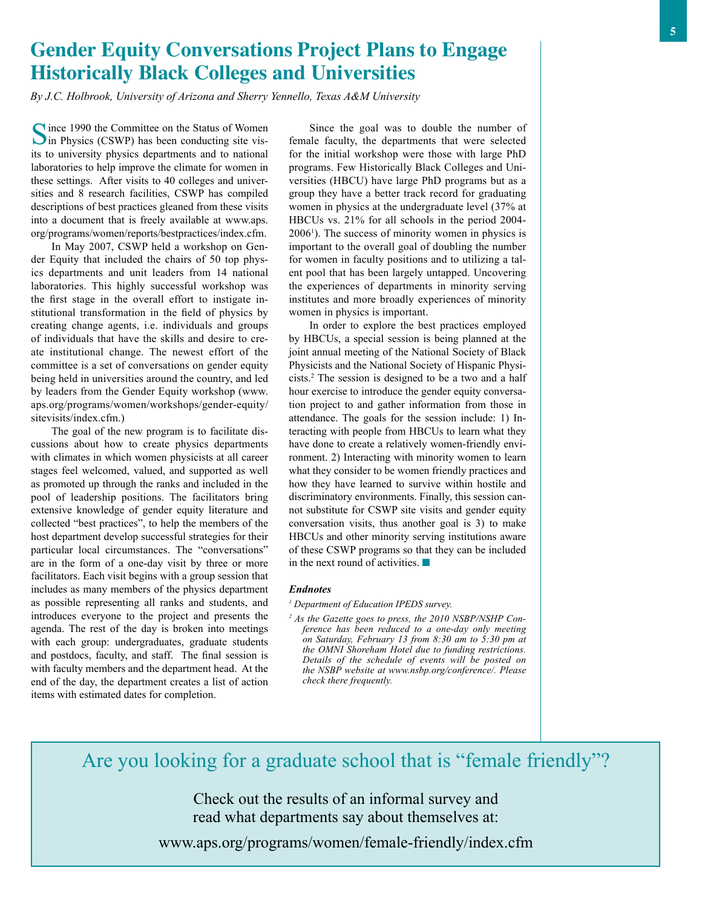# Gender Equity Conversations Project Plans to Engage Historically Black Colleges and Universities

*By J.C. Holbrook, University of Arizona and Sherry Yennello, Texas A&M University*

Since 1990 the Committee on the Status of Women in Physics (CSWP) has been conducting site visits to university physics departments and to national laboratories to help improve the climate for women in these settings. After visits to 40 colleges and universities and 8 research facilities, CSWP has compiled descriptions of best practices gleaned from these visits into a document that is freely available at www.aps.org/programs/women/reports/bestpractices/index.cfm.

In May 2007, CSWP held a workshop on Gender Equity that included the chairs of 50 top physics departments and unit leaders from 14 national laboratories. This highly successful workshop was the first stage in the overall effort to instigate institutional transformation in the field of physics by creating change agents, i.e. individuals and groups of individuals that have the skills and desire to create institutional change. The newest effort of the committee is a set of conversations on gender equity being held in universities around the country, and led by leaders from the Gender Equity workshop (www.aps.org/programs/women/workshops/gender-equity/sitevisits/index.cfm.)

The goal of the new program is to facilitate discussions about how to create physics departments with climates in which women physicists at all career stages feel welcomed, valued, and supported as well as promoted up through the ranks and included in the pool of leadership positions. The facilitators bring extensive knowledge of gender equity literature and collected "best practices", to help the members of the host department develop successful strategies for their particular local circumstances. The "conversations" are in the form of a one-day visit by three or more facilitators. Each visit begins with a group session that includes as many members of the physics department as possible representing all ranks and students, and introduces everyone to the project and presents the agenda. The rest of the day is broken into meetings with each group: undergraduates, graduate students and postdocs, faculty, and staff. The final session is with faculty members and the department head. At the end of the day, the department creates a list of action items with estimated dates for completion.

Since the goal was to double the number of female faculty, the departments that were selected for the initial workshop were those with large PhD programs. Few Historically Black Colleges and Universities (HBCU) have large PhD programs but as a group they have a better track record for graduating women in physics at the undergraduate level (37% at HBCUs vs. 21% for all schools in the period 2004-2006[1]). The success of minority women in physics is important to the overall goal of doubling the number for women in faculty positions and to utilizing a talent pool that has been largely untapped. Uncovering the experiences of departments in minority serving institutes and more broadly experiences of minority women in physics is important.

In order to explore the best practices employed by HBCUs, a special session is being planned at the joint annual meeting of the National Society of Black Physicists and the National Society of Hispanic Physicists.[2] The session is designed to be a two and a half hour exercise to introduce the gender equity conversation project to and gather information from those in attendance. The goals for the session include: 1) Interacting with people from HBCUs to learn what they have done to create a relatively women-friendly environment. 2) Interacting with minority women to learn what they consider to be women friendly practices and how they have learned to survive within hostile and discriminatory environments. Finally, this session cannot substitute for CSWP site visits and gender equity conversation visits, thus another goal is 3) to make HBCUs and other minority serving institutions aware of these CSWP programs so that they can be included in the next round of activities. ■

### *Endnotes*

*[1] Department of Education IPEDS survey.*

*[2] As the Gazette goes to press, the 2010 NSBP/NSHP Conference has been reduced to a one-day only meeting on Saturday, February 13 from 8:30 am to 5:30 pm at the OMNI Shoreham Hotel due to funding restrictions. Details of the schedule of events will be posted on the NSBP website at www.nsbp.org/conference/. Please check there frequently.*

---

## Are you looking for a graduate school that is "female friendly"?

Check out the results of an informal survey and read what departments say about themselves at:

www.aps.org/programs/women/female-friendly/index.cfm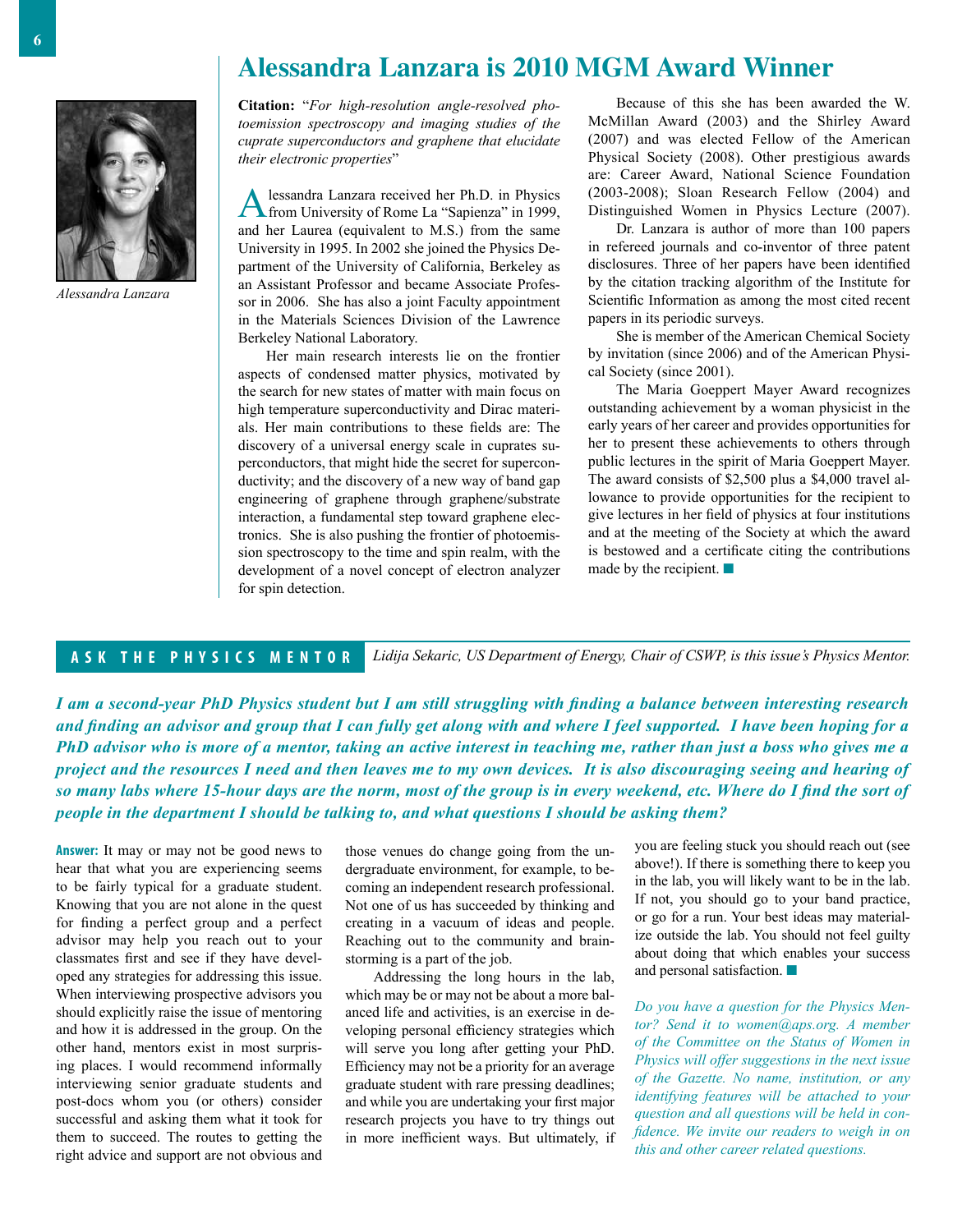# Alessandra Lanzara is 2010 MGM Award Winner

*Alessandra Lanzara*

**Citation:** "*For high-resolution angle-resolved photoemission spectroscopy and imaging studies of the cuprate superconductors and graphene that elucidate their electronic properties*"

Alessandra Lanzara received her Ph.D. in Physics from University of Rome La "Sapienza" in 1999, and her Laurea (equivalent to M.S.) from the same University in 1995. In 2002 she joined the Physics Department of the University of California, Berkeley as an Assistant Professor and became Associate Professor in 2006. She has also a joint Faculty appointment in the Materials Sciences Division of the Lawrence Berkeley National Laboratory.

Her main research interests lie on the frontier aspects of condensed matter physics, motivated by the search for new states of matter with main focus on high temperature superconductivity and Dirac materials. Her main contributions to these fields are: The discovery of a universal energy scale in cuprates superconductors, that might hide the secret for superconductivity; and the discovery of a new way of band gap engineering of graphene through graphene/substrate interaction, a fundamental step toward graphene electronics. She is also pushing the frontier of photoemission spectroscopy to the time and spin realm, with the development of a novel concept of electron analyzer for spin detection.

Because of this she has been awarded the W. McMillan Award (2003) and the Shirley Award (2007) and was elected Fellow of the American Physical Society (2008). Other prestigious awards are: Career Award, National Science Foundation (2003-2008); Sloan Research Fellow (2004) and Distinguished Women in Physics Lecture (2007).

Dr. Lanzara is author of more than 100 papers in refereed journals and co-inventor of three patent disclosures. Three of her papers have been identified by the citation tracking algorithm of the Institute for Scientific Information as among the most cited recent papers in its periodic surveys.

She is member of the American Chemical Society by invitation (since 2006) and of the American Physical Society (since 2001).

The Maria Goeppert Mayer Award recognizes outstanding achievement by a woman physicist in the early years of her career and provides opportunities for her to present these achievements to others through public lectures in the spirit of Maria Goeppert Mayer. The award consists of $2,500 plus a $4,000 travel allowance to provide opportunities for the recipient to give lectures in her field of physics at four institutions and at the meeting of the Society at which the award is bestowed and a certificate citing the contributions made by the recipient. ■

## ASK THE PHYSICS MENTOR

*Lidija Sekaric, US Department of Energy, Chair of CSWP, is this issue's Physics Mentor.*

***I am a second-year PhD Physics student but I am still struggling with finding a balance between interesting research and finding an advisor and group that I can fully get along with and where I feel supported. I have been hoping for a PhD advisor who is more of a mentor, taking an active interest in teaching me, rather than just a boss who gives me a project and the resources I need and then leaves me to my own devices. It is also discouraging seeing and hearing of so many labs where 15-hour days are the norm, most of the group is in every weekend, etc. Where do I find the sort of people in the department I should be talking to, and what questions I should be asking them?***

**Answer:** It may or may not be good news to hear that what you are experiencing seems to be fairly typical for a graduate student. Knowing that you are not alone in the quest for finding a perfect group and a perfect advisor may help you reach out to your classmates first and see if they have developed any strategies for addressing this issue. When interviewing prospective advisors you should explicitly raise the issue of mentoring and how it is addressed in the group. On the other hand, mentors exist in most surprising places. I would recommend informally interviewing senior graduate students and post-docs whom you (or others) consider successful and asking them what it took for them to succeed. The routes to getting the right advice and support are not obvious and those venues do change going from the undergraduate environment, for example, to becoming an independent research professional. Not one of us has succeeded by thinking and creating in a vacuum of ideas and people. Reaching out to the community and brainstorming is a part of the job.

Addressing the long hours in the lab, which may be or may not be about a more balanced life and activities, is an exercise in developing personal efficiency strategies which will serve you long after getting your PhD. Efficiency may not be a priority for an average graduate student with rare pressing deadlines; and while you are undertaking your first major research projects you have to try things out in more inefficient ways. But ultimately, if you are feeling stuck you should reach out (see above!). If there is something there to keep you in the lab, you will likely want to be in the lab. If not, you should go to your band practice, or go for a run. Your best ideas may materialize outside the lab. You should not feel guilty about doing that which enables your success and personal satisfaction. ■

*Do you have a question for the Physics Mentor? Send it to women@aps.org. A member of the Committee on the Status of Women in Physics will offer suggestions in the next issue of the Gazette. No name, institution, or any identifying features will be attached to your question and all questions will be held in confidence. We invite our readers to weigh in on this and other career related questions.*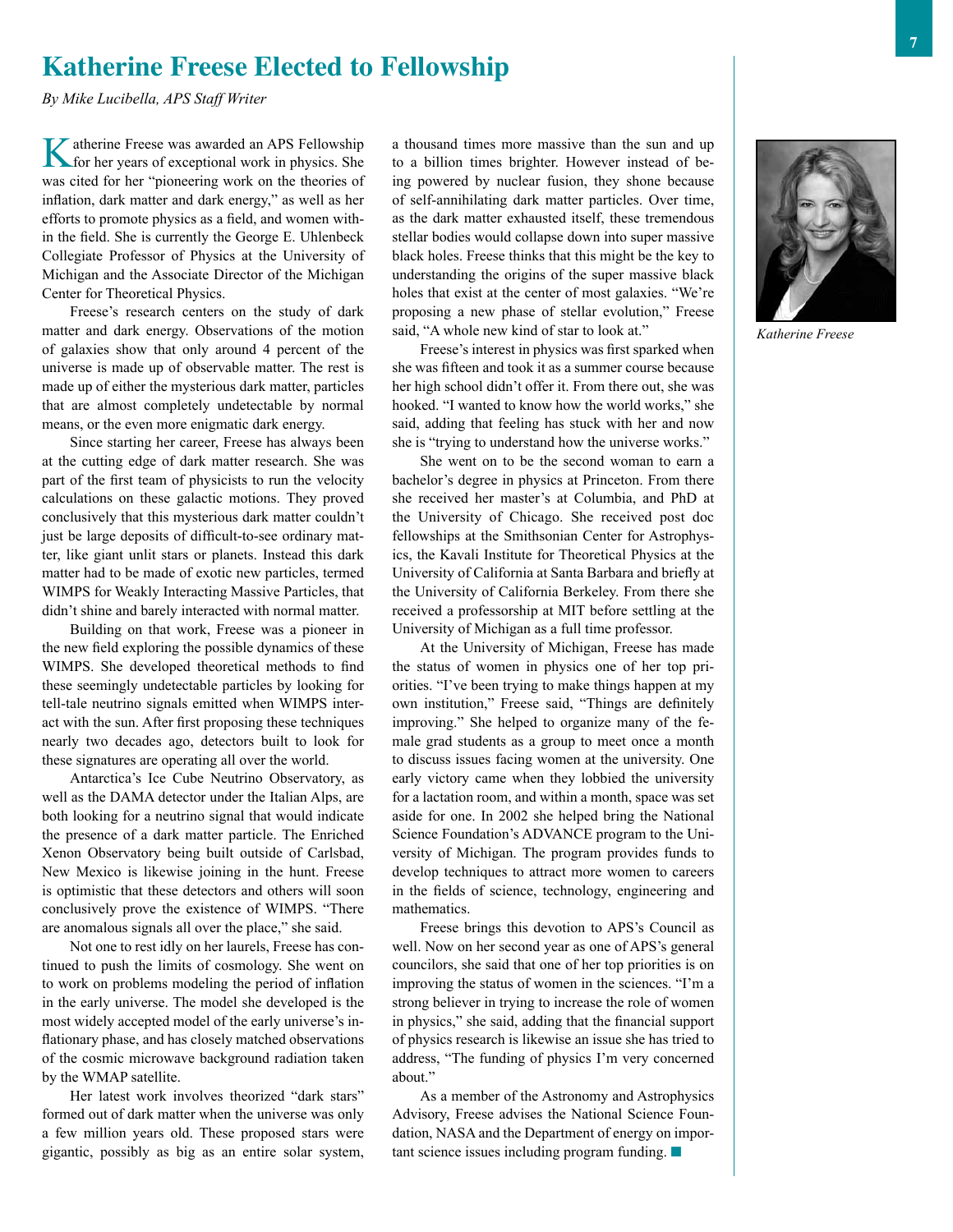# Katherine Freese Elected to Fellowship

*By Mike Lucibella, APS Staff Writer*

Katherine Freese was awarded an APS Fellowship for her years of exceptional work in physics. She was cited for her "pioneering work on the theories of inflation, dark matter and dark energy," as well as her efforts to promote physics as a field, and women within the field. She is currently the George E. Uhlenbeck Collegiate Professor of Physics at the University of Michigan and the Associate Director of the Michigan Center for Theoretical Physics.

Freese's research centers on the study of dark matter and dark energy. Observations of the motion of galaxies show that only around 4 percent of the universe is made up of observable matter. The rest is made up of either the mysterious dark matter, particles that are almost completely undetectable by normal means, or the even more enigmatic dark energy.

Since starting her career, Freese has always been at the cutting edge of dark matter research. She was part of the first team of physicists to run the velocity calculations on these galactic motions. They proved conclusively that this mysterious dark matter couldn't just be large deposits of difficult-to-see ordinary matter, like giant unlit stars or planets. Instead this dark matter had to be made of exotic new particles, termed WIMPS for Weakly Interacting Massive Particles, that didn't shine and barely interacted with normal matter.

Building on that work, Freese was a pioneer in the new field exploring the possible dynamics of these WIMPS. She developed theoretical methods to find these seemingly undetectable particles by looking for tell-tale neutrino signals emitted when WIMPS interact with the sun. After first proposing these techniques nearly two decades ago, detectors built to look for these signatures are operating all over the world.

Antarctica's Ice Cube Neutrino Observatory, as well as the DAMA detector under the Italian Alps, are both looking for a neutrino signal that would indicate the presence of a dark matter particle. The Enriched Xenon Observatory being built outside of Carlsbad, New Mexico is likewise joining in the hunt. Freese is optimistic that these detectors and others will soon conclusively prove the existence of WIMPS. "There are anomalous signals all over the place," she said.

Not one to rest idly on her laurels, Freese has continued to push the limits of cosmology. She went on to work on problems modeling the period of inflation in the early universe. The model she developed is the most widely accepted model of the early universe's inflationary phase, and has closely matched observations of the cosmic microwave background radiation taken by the WMAP satellite.

Her latest work involves theorized "dark stars" formed out of dark matter when the universe was only a few million years old. These proposed stars were gigantic, possibly as big as an entire solar system, a thousand times more massive than the sun and up to a billion times brighter. However instead of being powered by nuclear fusion, they shone because of self-annihilating dark matter particles. Over time, as the dark matter exhausted itself, these tremendous stellar bodies would collapse down into super massive black holes. Freese thinks that this might be the key to understanding the origins of the super massive black holes that exist at the center of most galaxies. "We're proposing a new phase of stellar evolution," Freese said, "A whole new kind of star to look at."

Freese's interest in physics was first sparked when she was fifteen and took it as a summer course because her high school didn't offer it. From there out, she was hooked. "I wanted to know how the world works," she said, adding that feeling has stuck with her and now she is "trying to understand how the universe works."

She went on to be the second woman to earn a bachelor's degree in physics at Princeton. From there she received her master's at Columbia, and PhD at the University of Chicago. She received post doc fellowships at the Smithsonian Center for Astrophysics, the Kavali Institute for Theoretical Physics at the University of California at Santa Barbara and briefly at the University of California Berkeley. From there she received a professorship at MIT before settling at the University of Michigan as a full time professor.

At the University of Michigan, Freese has made the status of women in physics one of her top priorities. "I've been trying to make things happen at my own institution," Freese said, "Things are definitely improving." She helped to organize many of the female grad students as a group to meet once a month to discuss issues facing women at the university. One early victory came when they lobbied the university for a lactation room, and within a month, space was set aside for one. In 2002 she helped bring the National Science Foundation's ADVANCE program to the University of Michigan. The program provides funds to develop techniques to attract more women to careers in the fields of science, technology, engineering and mathematics.

Freese brings this devotion to APS's Council as well. Now on her second year as one of APS's general councilors, she said that one of her top priorities is on improving the status of women in the sciences. "I'm a strong believer in trying to increase the role of women in physics," she said, adding that the financial support of physics research is likewise an issue she has tried to address, "The funding of physics I'm very concerned about."

As a member of the Astronomy and Astrophysics Advisory, Freese advises the National Science Foundation, NASA and the Department of energy on important science issues including program funding.

*Katherine Freese*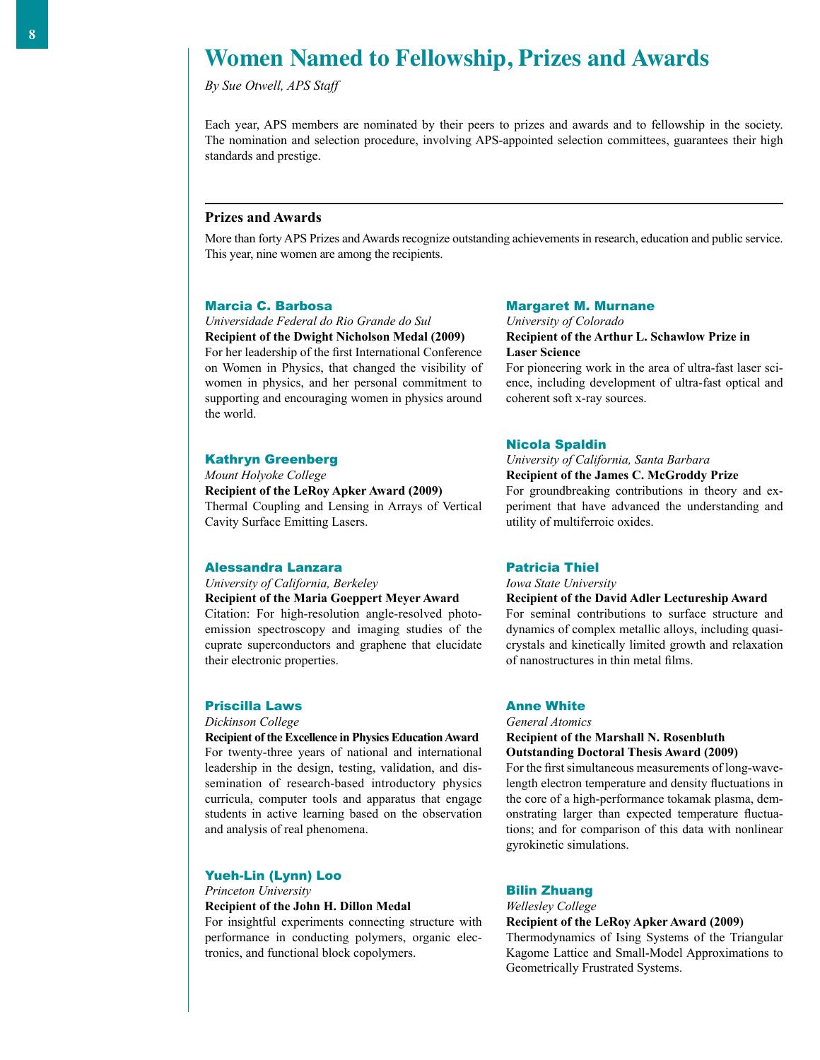# Women Named to Fellowship, Prizes and Awards

*By Sue Otwell, APS Staff*

Each year, APS members are nominated by their peers to prizes and awards and to fellowship in the society. The nomination and selection procedure, involving APS-appointed selection committees, guarantees their high standards and prestige.

## Prizes and Awards

More than forty APS Prizes and Awards recognize outstanding achievements in research, education and public service. This year, nine women are among the recipients.

### Marcia C. Barbosa

*Universidade Federal do Rio Grande do Sul*

**Recipient of the Dwight Nicholson Medal (2009)**

For her leadership of the first International Conference on Women in Physics, that changed the visibility of women in physics, and her personal commitment to supporting and encouraging women in physics around the world.

### Kathryn Greenberg

*Mount Holyoke College*

**Recipient of the LeRoy Apker Award (2009)**

Thermal Coupling and Lensing in Arrays of Vertical Cavity Surface Emitting Lasers.

### Alessandra Lanzara

*University of California, Berkeley*

**Recipient of the Maria Goeppert Meyer Award**

Citation: For high-resolution angle-resolved photoemission spectroscopy and imaging studies of the cuprate superconductors and graphene that elucidate their electronic properties.

### Priscilla Laws

*Dickinson College*

**Recipient of the Excellence in Physics Education Award**

For twenty-three years of national and international leadership in the design, testing, validation, and dissemination of research-based introductory physics curricula, computer tools and apparatus that engage students in active learning based on the observation and analysis of real phenomena.

### Yueh-Lin (Lynn) Loo

*Princeton University*

**Recipient of the John H. Dillon Medal**

For insightful experiments connecting structure with performance in conducting polymers, organic electronics, and functional block copolymers.

### Margaret M. Murnane

*University of Colorado*

**Recipient of the Arthur L. Schawlow Prize in Laser Science**

For pioneering work in the area of ultra-fast laser science, including development of ultra-fast optical and coherent soft x-ray sources.

### Nicola Spaldin

*University of California, Santa Barbara*

**Recipient of the James C. McGroddy Prize**

For groundbreaking contributions in theory and experiment that have advanced the understanding and utility of multiferroic oxides.

### Patricia Thiel

*Iowa State University*

**Recipient of the David Adler Lectureship Award**

For seminal contributions to surface structure and dynamics of complex metallic alloys, including quasicrystals and kinetically limited growth and relaxation of nanostructures in thin metal films.

### Anne White

*General Atomics*

**Recipient of the Marshall N. Rosenbluth Outstanding Doctoral Thesis Award (2009)**

For the first simultaneous measurements of long-wavelength electron temperature and density fluctuations in the core of a high-performance tokamak plasma, demonstrating larger than expected temperature fluctuations; and for comparison of this data with nonlinear gyrokinetic simulations.

### Bilin Zhuang

*Wellesley College*

**Recipient of the LeRoy Apker Award (2009)**

Thermodynamics of Ising Systems of the Triangular Kagome Lattice and Small-Model Approximations to Geometrically Frustrated Systems.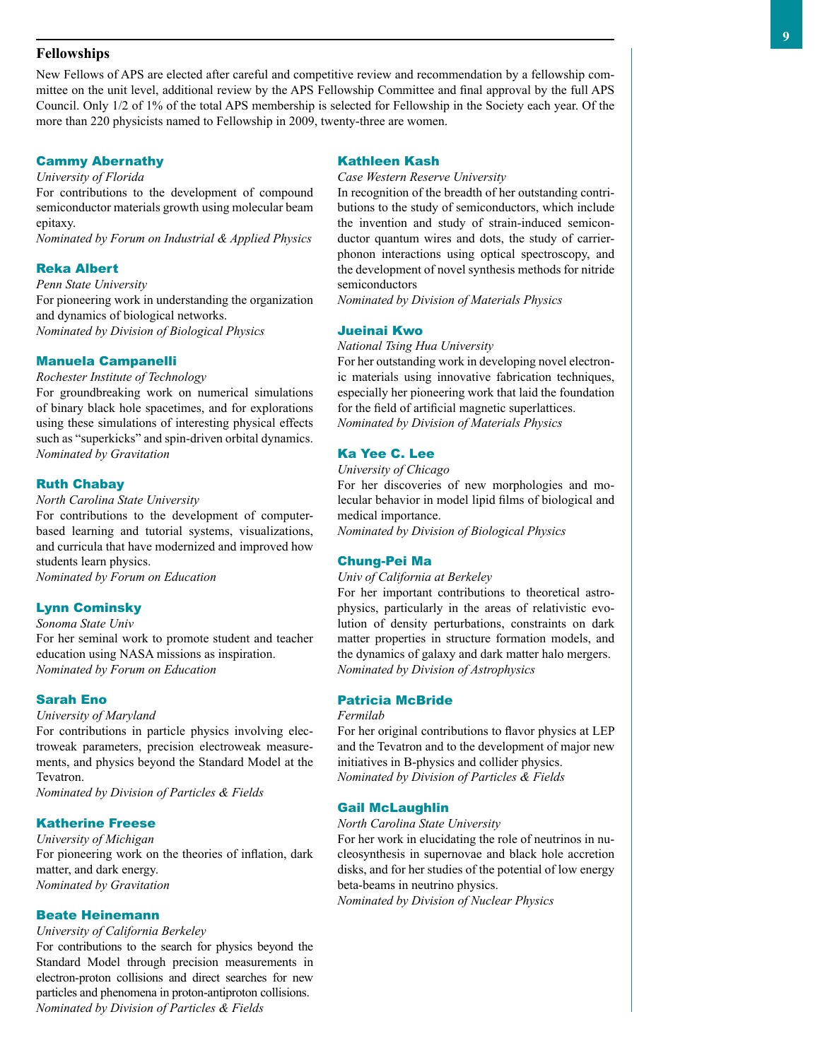## Fellowships

New Fellows of APS are elected after careful and competitive review and recommendation by a fellowship committee on the unit level, additional review by the APS Fellowship Committee and final approval by the full APS Council. Only 1/2 of 1% of the total APS membership is selected for Fellowship in the Society each year. Of the more than 220 physicists named to Fellowship in 2009, twenty-three are women.

### Cammy Abernathy

*University of Florida*

For contributions to the development of compound semiconductor materials growth using molecular beam epitaxy.

*Nominated by Forum on Industrial & Applied Physics*

### Reka Albert

*Penn State University*

For pioneering work in understanding the organization and dynamics of biological networks.

*Nominated by Division of Biological Physics*

### Manuela Campanelli

*Rochester Institute of Technology*

For groundbreaking work on numerical simulations of binary black hole spacetimes, and for explorations using these simulations of interesting physical effects such as "superkicks" and spin-driven orbital dynamics.

*Nominated by Gravitation*

### Ruth Chabay

*North Carolina State University*

For contributions to the development of computer-based learning and tutorial systems, visualizations, and curricula that have modernized and improved how students learn physics.

*Nominated by Forum on Education*

### Lynn Cominsky

*Sonoma State Univ*

For her seminal work to promote student and teacher education using NASA missions as inspiration.

*Nominated by Forum on Education*

### Sarah Eno

*University of Maryland*

For contributions in particle physics involving electroweak parameters, precision electroweak measurements, and physics beyond the Standard Model at the Tevatron.

*Nominated by Division of Particles & Fields*

### Katherine Freese

*University of Michigan*

For pioneering work on the theories of inflation, dark matter, and dark energy.

*Nominated by Gravitation*

### Beate Heinemann

*University of California Berkeley*

For contributions to the search for physics beyond the Standard Model through precision measurements in electron-proton collisions and direct searches for new particles and phenomena in proton-antiproton collisions.

*Nominated by Division of Particles & Fields*

### Kathleen Kash

*Case Western Reserve University*

In recognition of the breadth of her outstanding contributions to the study of semiconductors, which include the invention and study of strain-induced semiconductor quantum wires and dots, the study of carrier-phonon interactions using optical spectroscopy, and the development of novel synthesis methods for nitride semiconductors

*Nominated by Division of Materials Physics*

### Jueinai Kwo

*National Tsing Hua University*

For her outstanding work in developing novel electronic materials using innovative fabrication techniques, especially her pioneering work that laid the foundation for the field of artificial magnetic superlattices.

*Nominated by Division of Materials Physics*

### Ka Yee C. Lee

*University of Chicago*

For her discoveries of new morphologies and molecular behavior in model lipid films of biological and medical importance.

*Nominated by Division of Biological Physics*

### Chung-Pei Ma

*Univ of California at Berkeley*

For her important contributions to theoretical astrophysics, particularly in the areas of relativistic evolution of density perturbations, constraints on dark matter properties in structure formation models, and the dynamics of galaxy and dark matter halo mergers.

*Nominated by Division of Astrophysics*

### Patricia McBride

*Fermilab*

For her original contributions to flavor physics at LEP and the Tevatron and to the development of major new initiatives in B-physics and collider physics.

*Nominated by Division of Particles & Fields*

### Gail McLaughlin

*North Carolina State University*

For her work in elucidating the role of neutrinos in nucleosynthesis in supernovae and black hole accretion disks, and for her studies of the potential of low energy beta-beams in neutrino physics.

*Nominated by Division of Nuclear Physics*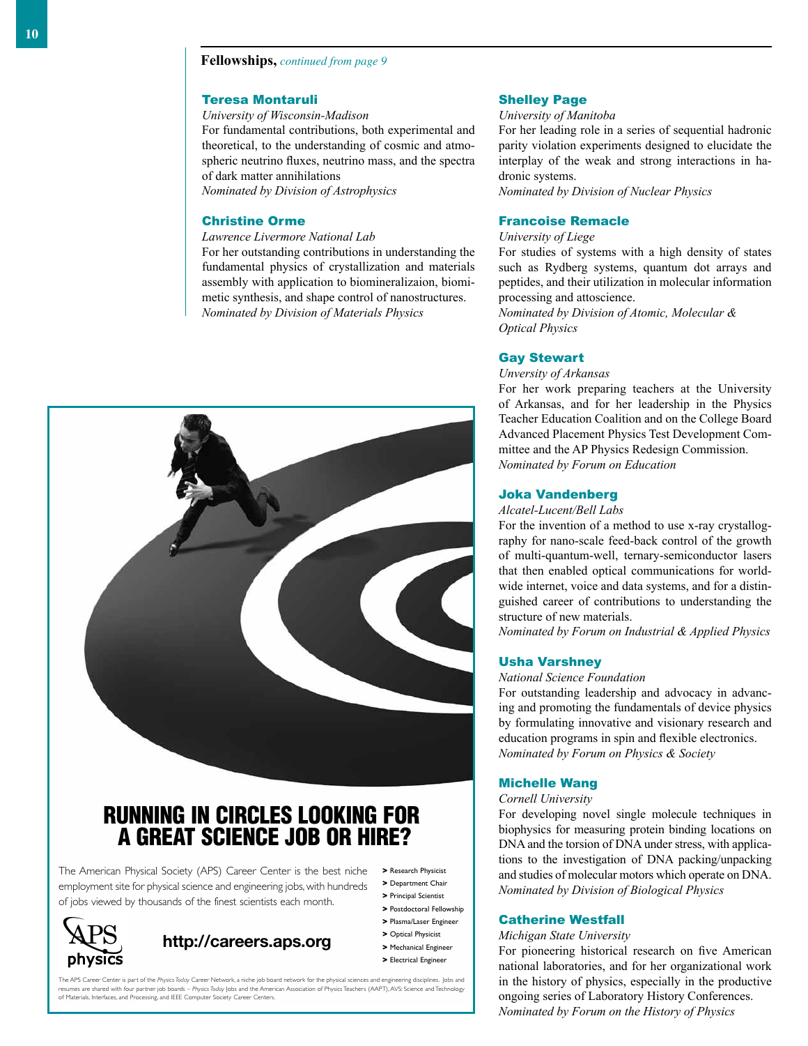**Fellowships,** *continued from page 9*

### Teresa Montaruli

*University of Wisconsin-Madison*

For fundamental contributions, both experimental and theoretical, to the understanding of cosmic and atmospheric neutrino fluxes, neutrino mass, and the spectra of dark matter annihilations

*Nominated by Division of Astrophysics*

### Christine Orme

*Lawrence Livermore National Lab*

For her outstanding contributions in understanding the fundamental physics of crystallization and materials assembly with application to biomineralizaion, biomimetic synthesis, and shape control of nanostructures.

*Nominated by Division of Materials Physics*

### Shelley Page

*University of Manitoba*

For her leading role in a series of sequential hadronic parity violation experiments designed to elucidate the interplay of the weak and strong interactions in hadronic systems.

*Nominated by Division of Nuclear Physics*

### Francoise Remacle

*University of Liege*

For studies of systems with a high density of states such as Rydberg systems, quantum dot arrays and peptides, and their utilization in molecular information processing and attoscience.

*Nominated by Division of Atomic, Molecular & Optical Physics*

### Gay Stewart

*Unversity of Arkansas*

For her work preparing teachers at the University of Arkansas, and for her leadership in the Physics Teacher Education Coalition and on the College Board Advanced Placement Physics Test Development Committee and the AP Physics Redesign Commission.

*Nominated by Forum on Education*

### Joka Vandenberg

*Alcatel-Lucent/Bell Labs*

For the invention of a method to use x-ray crystallography for nano-scale feed-back control of the growth of multi-quantum-well, ternary-semiconductor lasers that then enabled optical communications for worldwide internet, voice and data systems, and for a distinguished career of contributions to understanding the structure of new materials.

*Nominated by Forum on Industrial & Applied Physics*

### Usha Varshney

*National Science Foundation*

For outstanding leadership and advocacy in advancing and promoting the fundamentals of device physics by formulating innovative and visionary research and education programs in spin and flexible electronics.

*Nominated by Forum on Physics & Society*

### Michelle Wang

*Cornell University*

For developing novel single molecule techniques in biophysics for measuring protein binding locations on DNA and the torsion of DNA under stress, with applications to the investigation of DNA packing/unpacking and studies of molecular motors which operate on DNA.

*Nominated by Division of Biological Physics*

### Catherine Westfall

*Michigan State University*

For pioneering historical research on five American national laboratories, and for her organizational work in the history of physics, especially in the productive ongoing series of Laboratory History Conferences.

*Nominated by Forum on the History of Physics*

---

## RUNNING IN CIRCLES LOOKING FOR A GREAT SCIENCE JOB OR HIRE?

The American Physical Society (APS) Career Center is the best niche employment site for physical science and engineering jobs, with hundreds of jobs viewed by thousands of the finest scientists each month.

- > Research Physicist
- > Department Chair
- > Principal Scientist
- > Postdoctoral Fellowship
- > Plasma/Laser Engineer
- > Optical Physicist
- > Mechanical Engineer
- > Electrical Engineer

APS physics

**http://careers.aps.org**

The APS Career Center is part of the *Physics Today* Career Network, a niche job board network for the physical sciences and engineering disciplines. Jobs and resumes are shared with four partner job boards – *Physics Today* Jobs and the American Association of Physics Teachers (AAPT), AVS: Science and Technology of Materials, Interfaces, and Processing, and IEEE Computer Society Career Centers.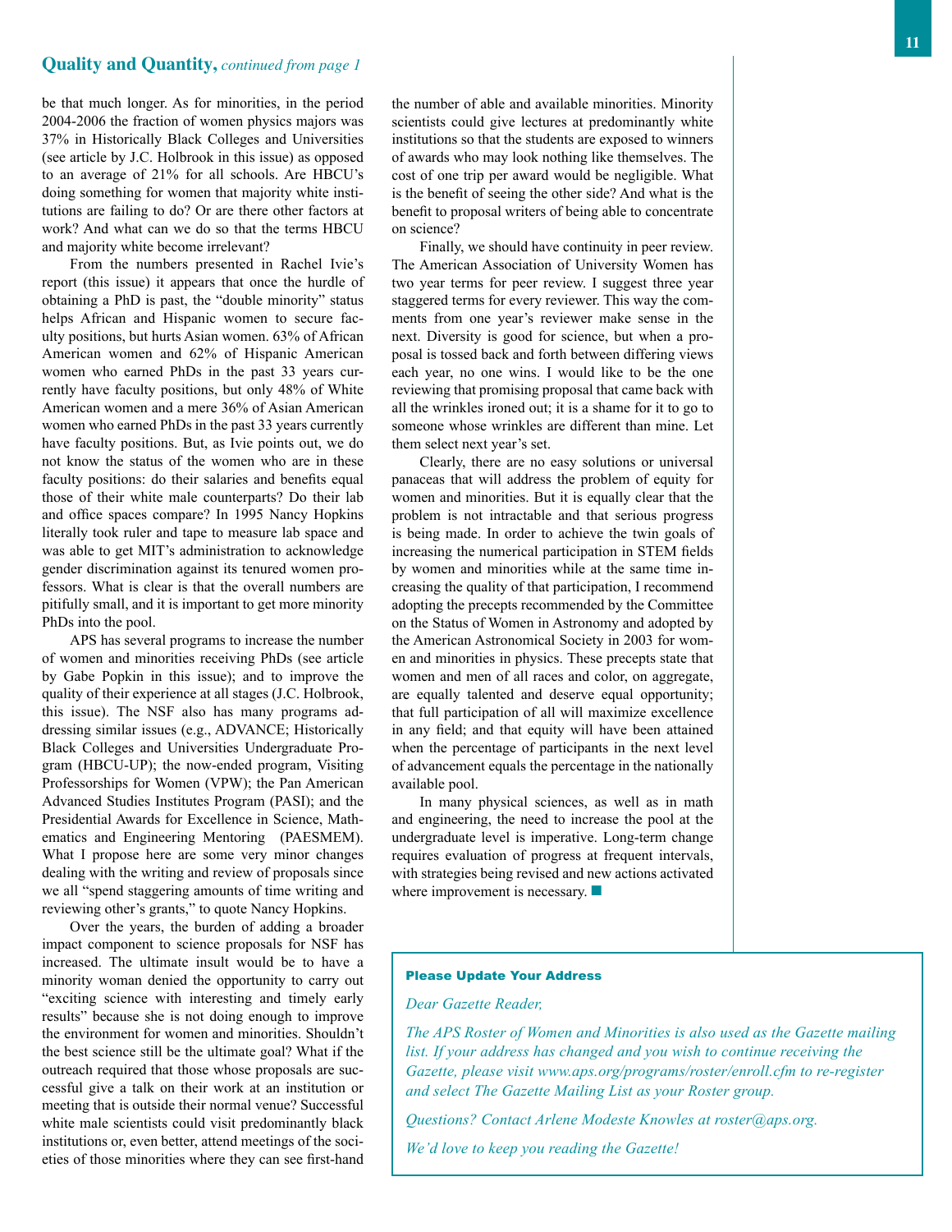## Quality and Quantity, *continued from page 1*

be that much longer. As for minorities, in the period 2004-2006 the fraction of women physics majors was 37% in Historically Black Colleges and Universities (see article by J.C. Holbrook in this issue) as opposed to an average of 21% for all schools. Are HBCU's doing something for women that majority white institutions are failing to do? Or are there other factors at work? And what can we do so that the terms HBCU and majority white become irrelevant?

From the numbers presented in Rachel Ivie's report (this issue) it appears that once the hurdle of obtaining a PhD is past, the "double minority" status helps African and Hispanic women to secure faculty positions, but hurts Asian women. 63% of African American women and 62% of Hispanic American women who earned PhDs in the past 33 years currently have faculty positions, but only 48% of White American women and a mere 36% of Asian American women who earned PhDs in the past 33 years currently have faculty positions. But, as Ivie points out, we do not know the status of the women who are in these faculty positions: do their salaries and benefits equal those of their white male counterparts? Do their lab and office spaces compare? In 1995 Nancy Hopkins literally took ruler and tape to measure lab space and was able to get MIT's administration to acknowledge gender discrimination against its tenured women professors. What is clear is that the overall numbers are pitifully small, and it is important to get more minority PhDs into the pool.

APS has several programs to increase the number of women and minorities receiving PhDs (see article by Gabe Popkin in this issue); and to improve the quality of their experience at all stages (J.C. Holbrook, this issue). The NSF also has many programs addressing similar issues (e.g., ADVANCE; Historically Black Colleges and Universities Undergraduate Program (HBCU-UP); the now-ended program, Visiting Professorships for Women (VPW); the Pan American Advanced Studies Institutes Program (PASI); and the Presidential Awards for Excellence in Science, Mathematics and Engineering Mentoring (PAESMEM). What I propose here are some very minor changes dealing with the writing and review of proposals since we all "spend staggering amounts of time writing and reviewing other's grants," to quote Nancy Hopkins.

Over the years, the burden of adding a broader impact component to science proposals for NSF has increased. The ultimate insult would be to have a minority woman denied the opportunity to carry out "exciting science with interesting and timely early results" because she is not doing enough to improve the environment for women and minorities. Shouldn't the best science still be the ultimate goal? What if the outreach required that those whose proposals are successful give a talk on their work at an institution or meeting that is outside their normal venue? Successful white male scientists could visit predominantly black institutions or, even better, attend meetings of the societies of those minorities where they can see first-hand the number of able and available minorities. Minority scientists could give lectures at predominantly white institutions so that the students are exposed to winners of awards who may look nothing like themselves. The cost of one trip per award would be negligible. What is the benefit of seeing the other side? And what is the benefit to proposal writers of being able to concentrate on science?

Finally, we should have continuity in peer review. The American Association of University Women has two year terms for peer review. I suggest three year staggered terms for every reviewer. This way the comments from one year's reviewer make sense in the next. Diversity is good for science, but when a proposal is tossed back and forth between differing views each year, no one wins. I would like to be the one reviewing that promising proposal that came back with all the wrinkles ironed out; it is a shame for it to go to someone whose wrinkles are different than mine. Let them select next year's set.

Clearly, there are no easy solutions or universal panaceas that will address the problem of equity for women and minorities. But it is equally clear that the problem is not intractable and that serious progress is being made. In order to achieve the twin goals of increasing the numerical participation in STEM fields by women and minorities while at the same time increasing the quality of that participation, I recommend adopting the precepts recommended by the Committee on the Status of Women in Astronomy and adopted by the American Astronomical Society in 2003 for women and minorities in physics. These precepts state that women and men of all races and color, on aggregate, are equally talented and deserve equal opportunity; that full participation of all will maximize excellence in any field; and that equity will have been attained when the percentage of participants in the next level of advancement equals the percentage in the nationally available pool.

In many physical sciences, as well as in math and engineering, the need to increase the pool at the undergraduate level is imperative. Long-term change requires evaluation of progress at frequent intervals, with strategies being revised and new actions activated where improvement is necessary. ■

---

**Please Update Your Address**

*Dear Gazette Reader,*

*The APS Roster of Women and Minorities is also used as the Gazette mailing list. If your address has changed and you wish to continue receiving the Gazette, please visit www.aps.org/programs/roster/enroll.cfm to re-register and select The Gazette Mailing List as your Roster group.*

*Questions? Contact Arlene Modeste Knowles at roster@aps.org.*

*We'd love to keep you reading the Gazette!*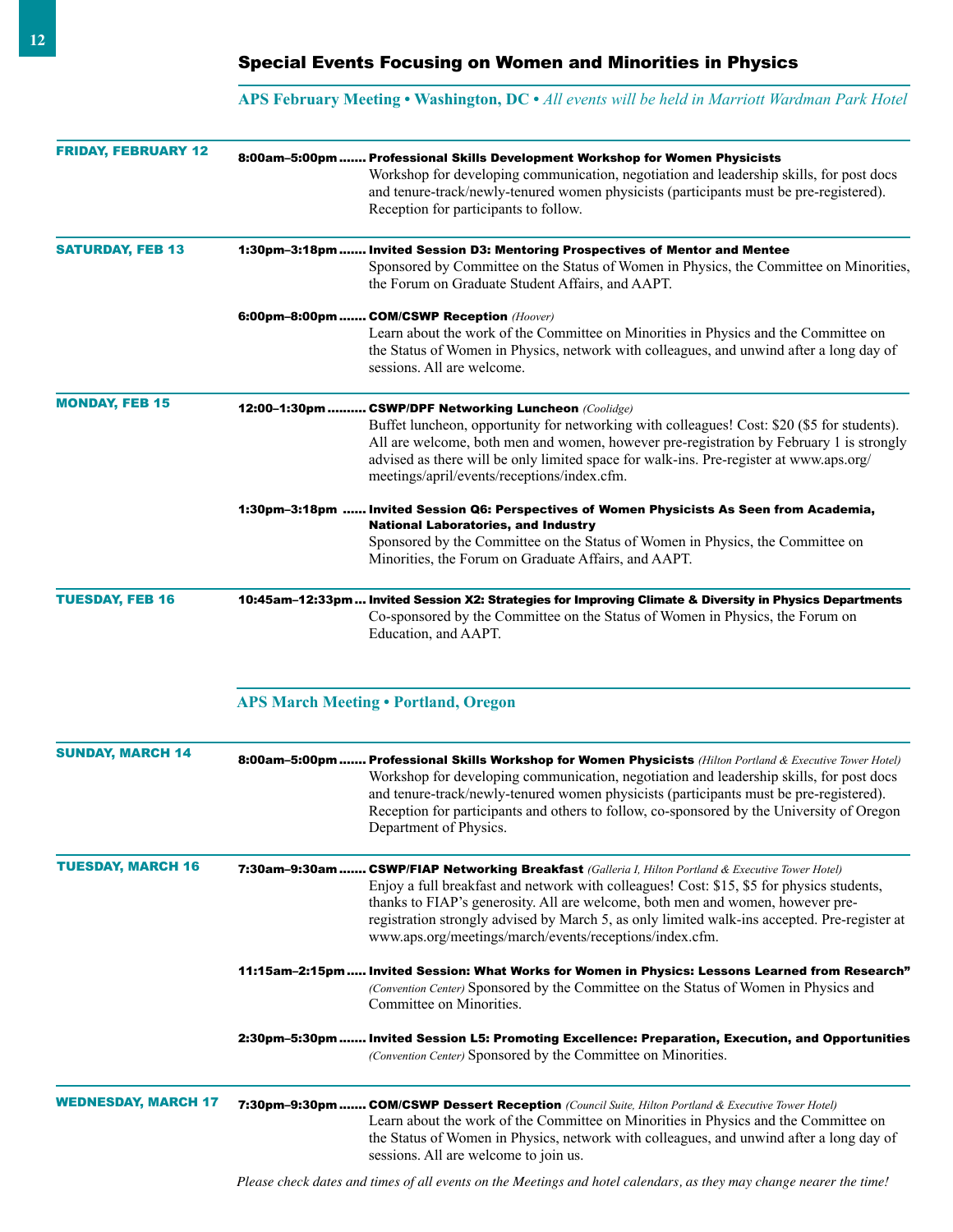# Special Events Focusing on Women and Minorities in Physics

## APS February Meeting • Washington, DC • *All events will be held in Marriott Wardman Park Hotel*

**FRIDAY, FEBRUARY 12**

**8:00am–5:00pm ....... Professional Skills Development Workshop for Women Physicists**
Workshop for developing communication, negotiation and leadership skills, for post docs and tenure-track/newly-tenured women physicists (participants must be pre-registered). Reception for participants to follow.

**SATURDAY, FEB 13**

**1:30pm–3:18pm ....... Invited Session D3: Mentoring Prospectives of Mentor and Mentee**
Sponsored by Committee on the Status of Women in Physics, the Committee on Minorities, the Forum on Graduate Student Affairs, and AAPT.

**6:00pm–8:00pm ....... COM/CSWP Reception** *(Hoover)*
Learn about the work of the Committee on Minorities in Physics and the Committee on the Status of Women in Physics, network with colleagues, and unwind after a long day of sessions. All are welcome.

**MONDAY, FEB 15**

**12:00–1:30pm .......... CSWP/DPF Networking Luncheon** *(Coolidge)*
Buffet luncheon, opportunity for networking with colleagues! Cost: $20 ($5 for students). All are welcome, both men and women, however pre-registration by February 1 is strongly advised as there will be only limited space for walk-ins. Pre-register at www.aps.org/meetings/april/events/receptions/index.cfm.

**1:30pm–3:18pm ...... Invited Session Q6: Perspectives of Women Physicists As Seen from Academia, National Laboratories, and Industry**
Sponsored by the Committee on the Status of Women in Physics, the Committee on Minorities, the Forum on Graduate Affairs, and AAPT.

**TUESDAY, FEB 16**

**10:45am–12:33pm ... Invited Session X2: Strategies for Improving Climate & Diversity in Physics Departments**
Co-sponsored by the Committee on the Status of Women in Physics, the Forum on Education, and AAPT.

## APS March Meeting • Portland, Oregon

**SUNDAY, MARCH 14**

**8:00am–5:00pm ....... Professional Skills Workshop for Women Physicists** *(Hilton Portland & Executive Tower Hotel)*
Workshop for developing communication, negotiation and leadership skills, for post docs and tenure-track/newly-tenured women physicists (participants must be pre-registered). Reception for participants and others to follow, co-sponsored by the University of Oregon Department of Physics.

**TUESDAY, MARCH 16**

**7:30am–9:30am ....... CSWP/FIAP Networking Breakfast** *(Galleria I, Hilton Portland & Executive Tower Hotel)*
Enjoy a full breakfast and network with colleagues! Cost: $15, $5 for physics students, thanks to FIAP's generosity. All are welcome, both men and women, however pre-registration strongly advised by March 5, as only limited walk-ins accepted. Pre-register at www.aps.org/meetings/march/events/receptions/index.cfm.

**11:15am–2:15pm ..... Invited Session: What Works for Women in Physics: Lessons Learned from Research"**
*(Convention Center)* Sponsored by the Committee on the Status of Women in Physics and Committee on Minorities.

**2:30pm–5:30pm ....... Invited Session L5: Promoting Excellence: Preparation, Execution, and Opportunities**
*(Convention Center)* Sponsored by the Committee on Minorities.

**WEDNESDAY, MARCH 17**

**7:30pm–9:30pm ....... COM/CSWP Dessert Reception** *(Council Suite, Hilton Portland & Executive Tower Hotel)*
Learn about the work of the Committee on Minorities in Physics and the Committee on the Status of Women in Physics, network with colleagues, and unwind after a long day of sessions. All are welcome to join us.

*Please check dates and times of all events on the Meetings and hotel calendars, as they may change nearer the time!*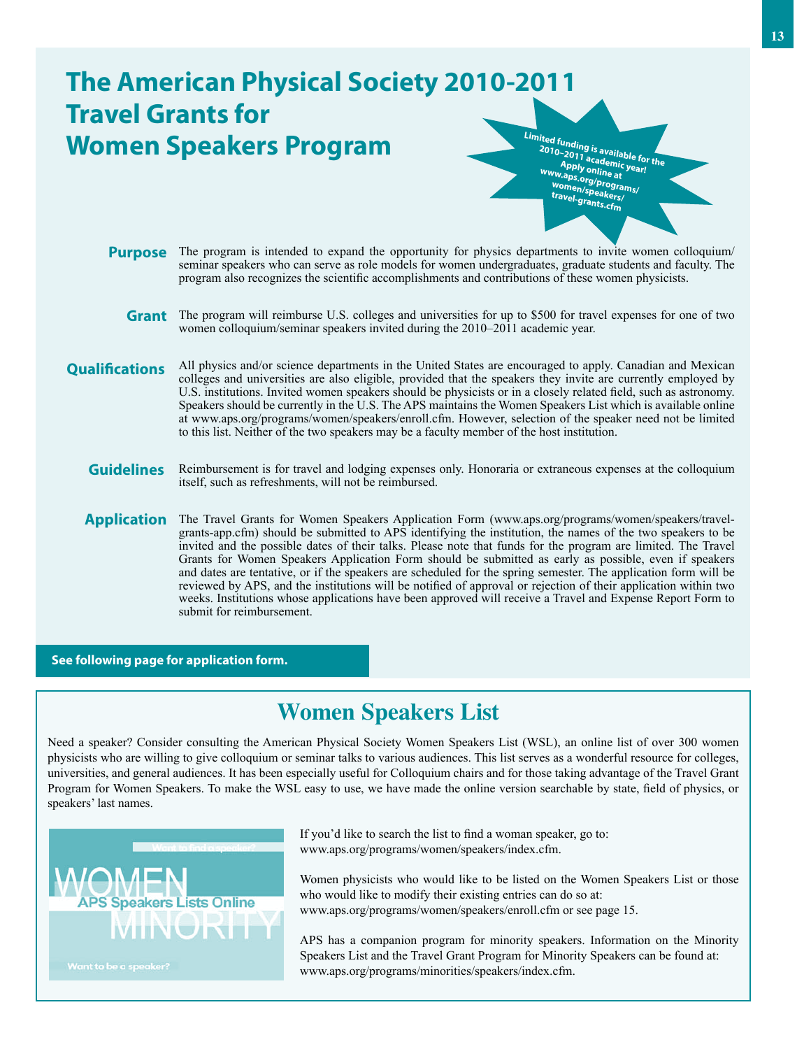# The American Physical Society 2010-2011 Travel Grants for Women Speakers Program

**Limited funding is available for the 2010–2011 academic year! Apply online at www.aps.org/programs/women/speakers/travel-grants.cfm**

**Purpose** The program is intended to expand the opportunity for physics departments to invite women colloquium/seminar speakers who can serve as role models for women undergraduates, graduate students and faculty. The program also recognizes the scientific accomplishments and contributions of these women physicists.

**Grant** The program will reimburse U.S. colleges and universities for up to $500 for travel expenses for one of two women colloquium/seminar speakers invited during the 2010–2011 academic year.

**Qualifications** All physics and/or science departments in the United States are encouraged to apply. Canadian and Mexican colleges and universities are also eligible, provided that the speakers they invite are currently employed by U.S. institutions. Invited women speakers should be physicists or in a closely related field, such as astronomy. Speakers should be currently in the U.S. The APS maintains the Women Speakers List which is available online at www.aps.org/programs/women/speakers/enroll.cfm. However, selection of the speaker need not be limited to this list. Neither of the two speakers may be a faculty member of the host institution.

**Guidelines** Reimbursement is for travel and lodging expenses only. Honoraria or extraneous expenses at the colloquium itself, such as refreshments, will not be reimbursed.

**Application** The Travel Grants for Women Speakers Application Form (www.aps.org/programs/women/speakers/travel-grants-app.cfm) should be submitted to APS identifying the institution, the names of the two speakers to be invited and the possible dates of their talks. Please note that funds for the program are limited. The Travel Grants for Women Speakers Application Form should be submitted as early as possible, even if speakers and dates are tentative, or if the speakers are scheduled for the spring semester. The application form will be reviewed by APS, and the institutions will be notified of approval or rejection of their application within two weeks. Institutions whose applications have been approved will receive a Travel and Expense Report Form to submit for reimbursement.

**See following page for application form.**

## Women Speakers List

Need a speaker? Consider consulting the American Physical Society Women Speakers List (WSL), an online list of over 300 women physicists who are willing to give colloquium or seminar talks to various audiences. This list serves as a wonderful resource for colleges, universities, and general audiences. It has been especially useful for Colloquium chairs and for those taking advantage of the Travel Grant Program for Women Speakers. To make the WSL easy to use, we have made the online version searchable by state, field of physics, or speakers' last names.

Want to find a speaker? WOMEN APS Speakers Lists Online MINORITY Want to be a speaker?

If you'd like to search the list to find a woman speaker, go to: www.aps.org/programs/women/speakers/index.cfm.

Women physicists who would like to be listed on the Women Speakers List or those who would like to modify their existing entries can do so at: www.aps.org/programs/women/speakers/enroll.cfm or see page 15.

APS has a companion program for minority speakers. Information on the Minority Speakers List and the Travel Grant Program for Minority Speakers can be found at: www.aps.org/programs/minorities/speakers/index.cfm.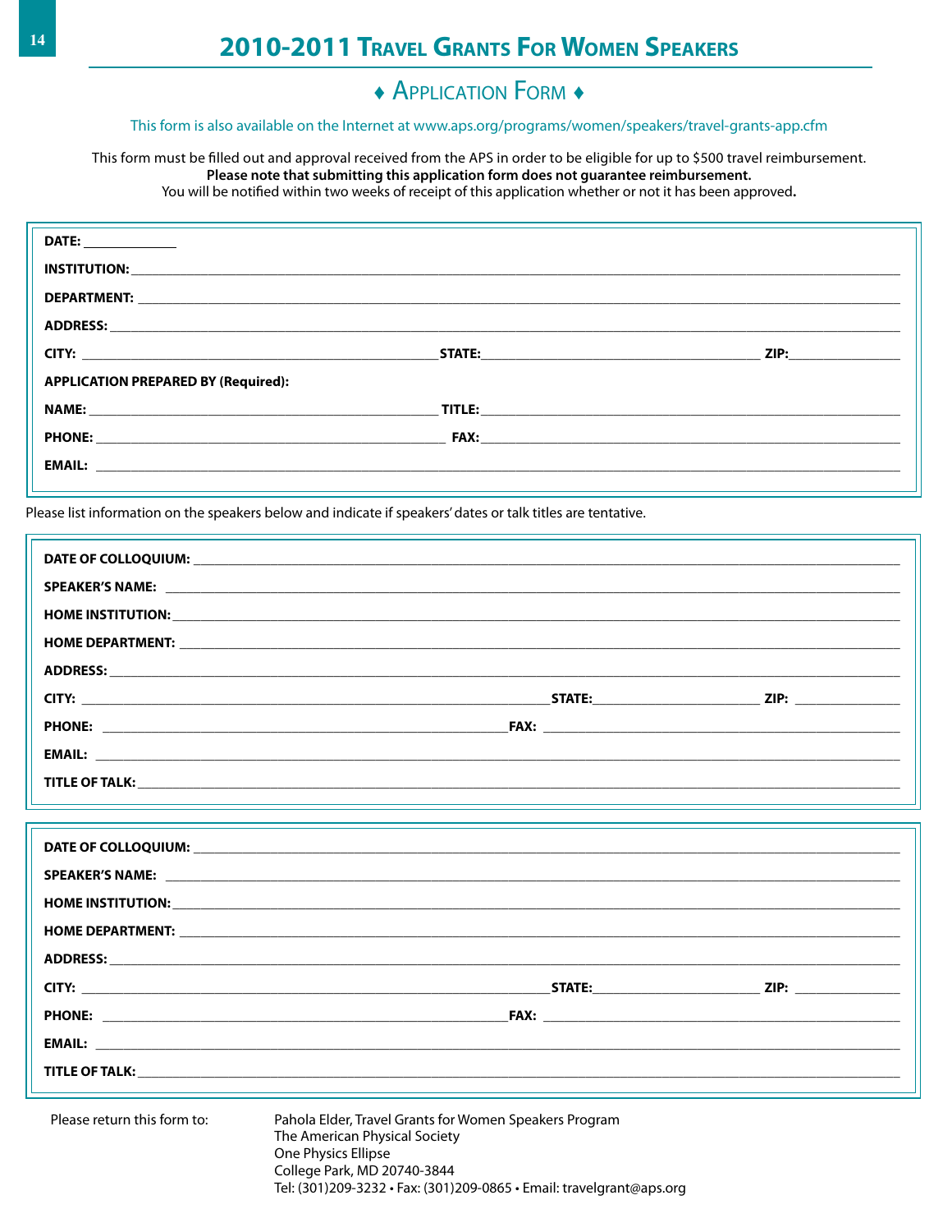# 2010-2011 Travel Grants For Women Speakers

## ♦ Application Form ♦

This form is also available on the Internet at www.aps.org/programs/women/speakers/travel-grants-app.cfm

This form must be filled out and approval received from the APS in order to be eligible for up to $500 travel reimbursement.
**Please note that submitting this application form does not guarantee reimbursement.**
You will be notified within two weeks of receipt of this application whether or not it has been approved**.**

**DATE:** ____________

**INSTITUTION:** ____________________________________________

**DEPARTMENT:** ____________________________________________

**ADDRESS:** ____________________________________________

**CITY:** ____________________ **STATE:** ____________________ **ZIP:** __________

**APPLICATION PREPARED BY (Required):**

**NAME:** ____________________ **TITLE:** ____________________

**PHONE:** ____________________ **FAX:** ____________________

**EMAIL:** ____________________________________________

Please list information on the speakers below and indicate if speakers' dates or talk titles are tentative.

**DATE OF COLLOQUIUM:** ____________________________________________

**SPEAKER'S NAME:** ____________________________________________

**HOME INSTITUTION:** ____________________________________________

**HOME DEPARTMENT:** ____________________________________________

**ADDRESS:** ____________________________________________

**CITY:** ____________________ **STATE:** ____________________ **ZIP:** __________

**PHONE:** ____________________ **FAX:** ____________________

**EMAIL:** ____________________________________________

**TITLE OF TALK:** ____________________________________________

**DATE OF COLLOQUIUM:** ____________________________________________

**SPEAKER'S NAME:** ____________________________________________

**HOME INSTITUTION:** ____________________________________________

**HOME DEPARTMENT:** ____________________________________________

**ADDRESS:** ____________________________________________

**CITY:** ____________________ **STATE:** ____________________ **ZIP:** __________

**PHONE:** ____________________ **FAX:** ____________________

**EMAIL:** ____________________________________________

**TITLE OF TALK:** ____________________________________________

Please return this form to:

Pahola Elder, Travel Grants for Women Speakers Program
The American Physical Society
One Physics Ellipse
College Park, MD 20740-3844
Tel: (301)209-3232 • Fax: (301)209-0865 • Email: travelgrant@aps.org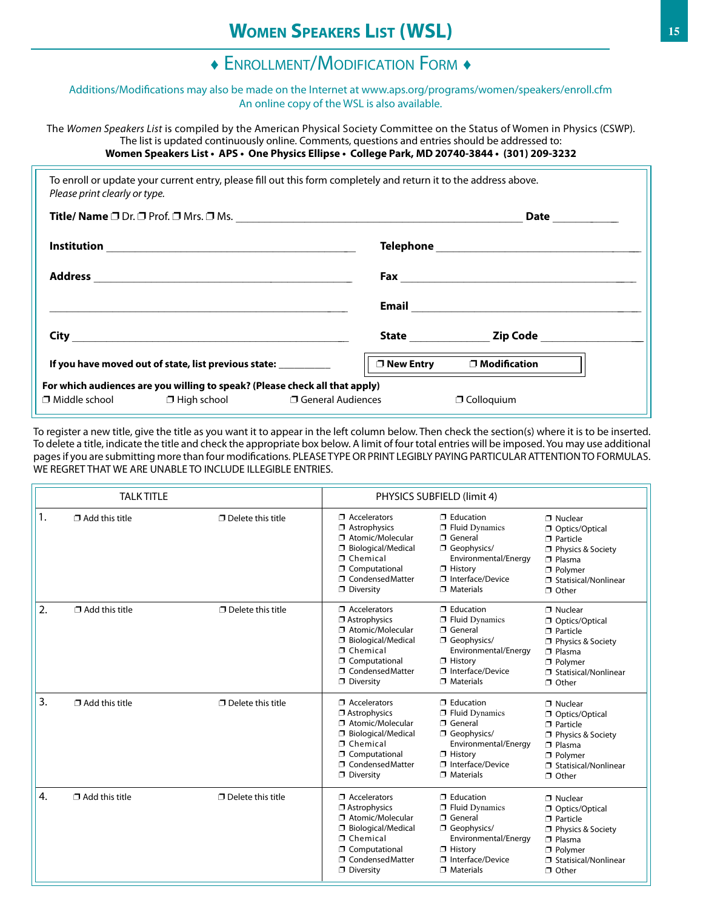# Women Speakers List (WSL)

## ♦ Enrollment/Modification Form ♦

Additions/Modifications may also be made on the Internet at www.aps.org/programs/women/speakers/enroll.cfm
An online copy of the WSL is also available.

The *Women Speakers List* is compiled by the American Physical Society Committee on the Status of Women in Physics (CSWP). The list is updated continuously online. Comments, questions and entries should be addressed to:
**Women Speakers List • APS • One Physics Ellipse • College Park, MD 20740-3844 • (301) 209-3232**

To enroll or update your current entry, please fill out this form completely and return it to the address above.
*Please print clearly or type.*

**Title/ Name** ❒ Dr. ❒ Prof. ❒ Mrs. ❒ Ms. ______________________________ **Date** __________

**Institution** ______________________________ **Telephone** ______________________________

**Address** ______________________________ **Fax** ______________________________

______________________________ **Email** ______________________________

**City** ______________________________ **State** __________ **Zip Code** __________

**If you have moved out of state, list previous state:** __________ ❒ **New Entry** ❒ **Modification**

**For which audiences are you willing to speak? (Please check all that apply)**
❒ Middle school ❒ High school ❒ General Audiences ❒ Colloquium

To register a new title, give the title as you want it to appear in the left column below. Then check the section(s) where it is to be inserted. To delete a title, indicate the title and check the appropriate box below. A limit of four total entries will be imposed. You may use additional pages if you are submitting more than four modifications. PLEASE TYPE OR PRINT LEGIBLY PAYING PARTICULAR ATTENTION TO FORMULAS. WE REGRET THAT WE ARE UNABLE TO INCLUDE ILLEGIBLE ENTRIES.

| TALK TITLE | | PHYSICS SUBFIELD (limit 4) | | |
|---|---|---|---|---|
| 1. ❒ Add this title | ❒ Delete this title | ❒ Accelerators<br>❒ Astrophysics<br>❒ Atomic/Molecular<br>❒ Biological/Medical<br>❒ Chemical<br>❒ Computational<br>❒ CondensedMatter<br>❒ Diversity | ❒ Education<br>❒ Fluid Dynamics<br>❒ General<br>❒ Geophysics/ Environmental/Energy<br>❒ History<br>❒ Interface/Device<br>❒ Materials | ❒ Nuclear<br>❒ Optics/Optical<br>❒ Particle<br>❒ Physics & Society<br>❒ Plasma<br>❒ Polymer<br>❒ Statisical/Nonlinear<br>❒ Other |
| 2. ❒ Add this title | ❒ Delete this title | ❒ Accelerators<br>❒ Astrophysics<br>❒ Atomic/Molecular<br>❒ Biological/Medical<br>❒ Chemical<br>❒ Computational<br>❒ CondensedMatter<br>❒ Diversity | ❒ Education<br>❒ Fluid Dynamics<br>❒ General<br>❒ Geophysics/ Environmental/Energy<br>❒ History<br>❒ Interface/Device<br>❒ Materials | ❒ Nuclear<br>❒ Optics/Optical<br>❒ Particle<br>❒ Physics & Society<br>❒ Plasma<br>❒ Polymer<br>❒ Statisical/Nonlinear<br>❒ Other |
| 3. ❒ Add this title | ❒ Delete this title | ❒ Accelerators<br>❒ Astrophysics<br>❒ Atomic/Molecular<br>❒ Biological/Medical<br>❒ Chemical<br>❒ Computational<br>❒ CondensedMatter<br>❒ Diversity | ❒ Education<br>❒ Fluid Dynamics<br>❒ General<br>❒ Geophysics/ Environmental/Energy<br>❒ History<br>❒ Interface/Device<br>❒ Materials | ❒ Nuclear<br>❒ Optics/Optical<br>❒ Particle<br>❒ Physics & Society<br>❒ Plasma<br>❒ Polymer<br>❒ Statisical/Nonlinear<br>❒ Other |
| 4. ❒ Add this title | ❒ Delete this title | ❒ Accelerators<br>❒ Astrophysics<br>❒ Atomic/Molecular<br>❒ Biological/Medical<br>❒ Chemical<br>❒ Computational<br>❒ CondensedMatter<br>❒ Diversity | ❒ Education<br>❒ Fluid Dynamics<br>❒ General<br>❒ Geophysics/ Environmental/Energy<br>❒ History<br>❒ Interface/Device<br>❒ Materials | ❒ Nuclear<br>❒ Optics/Optical<br>❒ Particle<br>❒ Physics & Society<br>❒ Plasma<br>❒ Polymer<br>❒ Statisical/Nonlinear<br>❒ Other |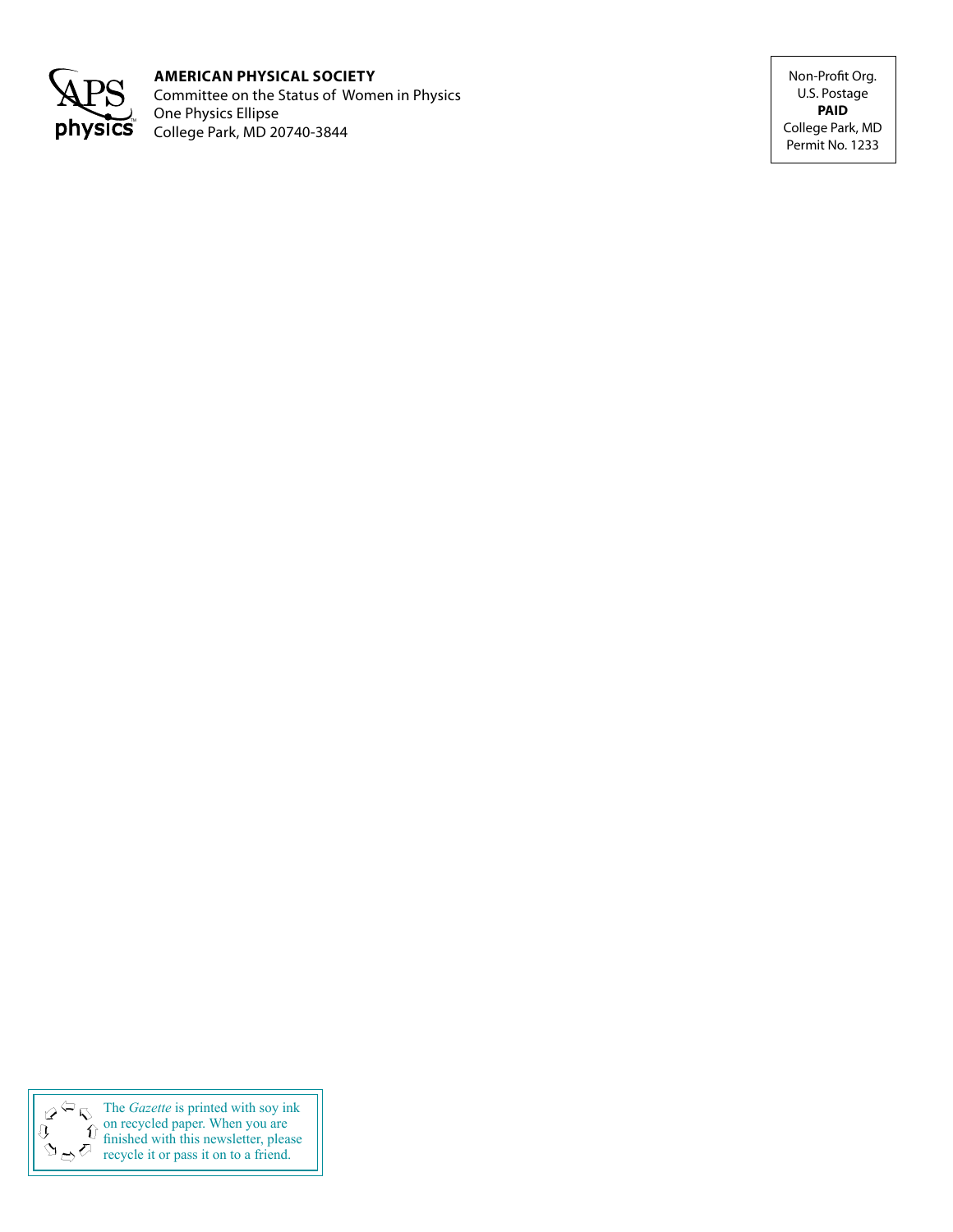**AMERICAN PHYSICAL SOCIETY**
Committee on the Status of Women in Physics
One Physics Ellipse
College Park, MD 20740-3844

Non-Profit Org.
U.S. Postage
**PAID**
College Park, MD
Permit No. 1233

The *Gazette* is printed with soy ink on recycled paper. When you are finished with this newsletter, please recycle it or pass it on to a friend.